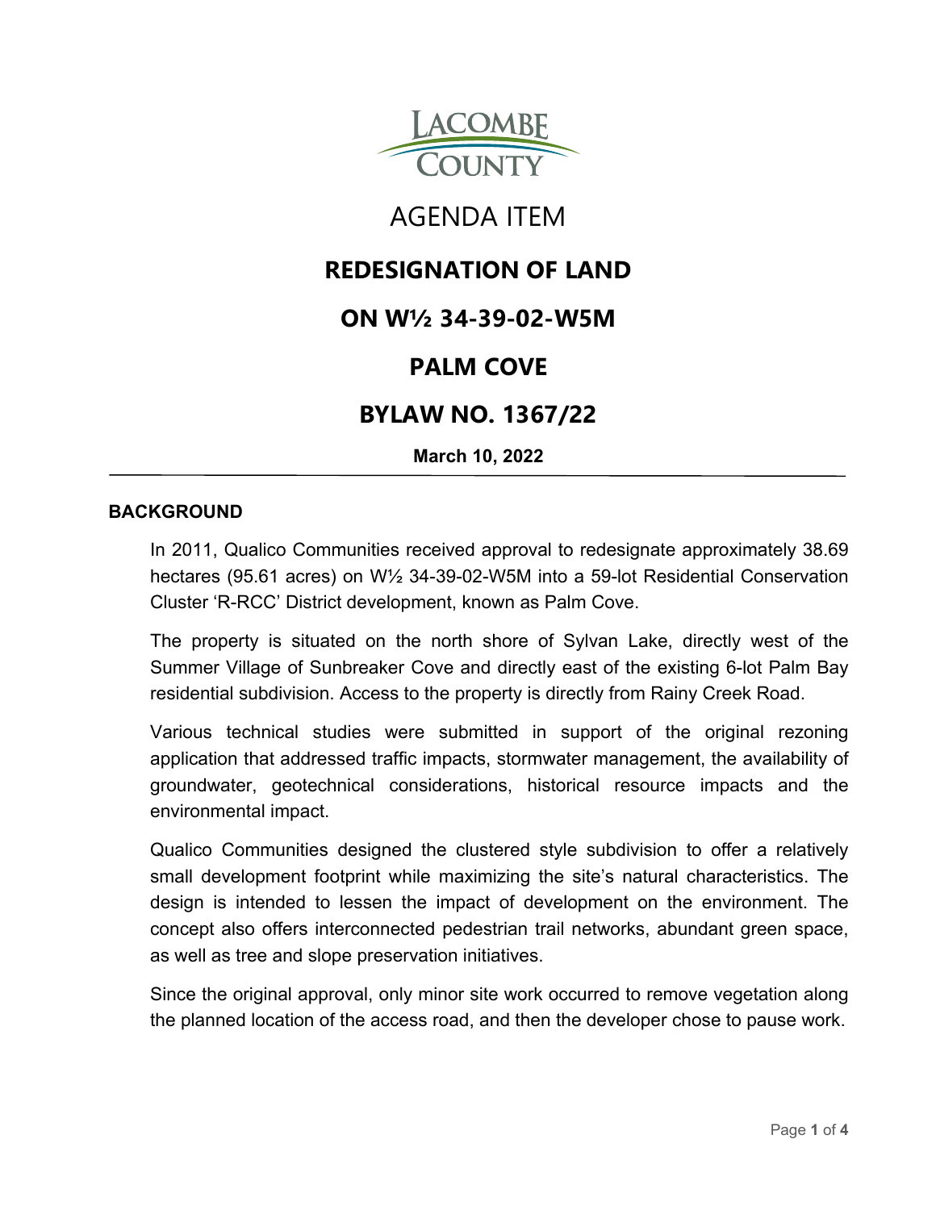LACOMBE COUNTY

# AGENDA ITEM

## REDESIGNATION OF LAND

## ON W½ 34-39-02-W5M

## PALM COVE

## BYLAW NO. 1367/22

**March 10, 2022**

---

### BACKGROUND

In 2011, Qualico Communities received approval to redesignate approximately 38.69 hectares (95.61 acres) on W½ 34-39-02-W5M into a 59-lot Residential Conservation Cluster 'R-RCC' District development, known as Palm Cove.

The property is situated on the north shore of Sylvan Lake, directly west of the Summer Village of Sunbreaker Cove and directly east of the existing 6-lot Palm Bay residential subdivision. Access to the property is directly from Rainy Creek Road.

Various technical studies were submitted in support of the original rezoning application that addressed traffic impacts, stormwater management, the availability of groundwater, geotechnical considerations, historical resource impacts and the environmental impact.

Qualico Communities designed the clustered style subdivision to offer a relatively small development footprint while maximizing the site's natural characteristics. The design is intended to lessen the impact of development on the environment. The concept also offers interconnected pedestrian trail networks, abundant green space, as well as tree and slope preservation initiatives.

Since the original approval, only minor site work occurred to remove vegetation along the planned location of the access road, and then the developer chose to pause work.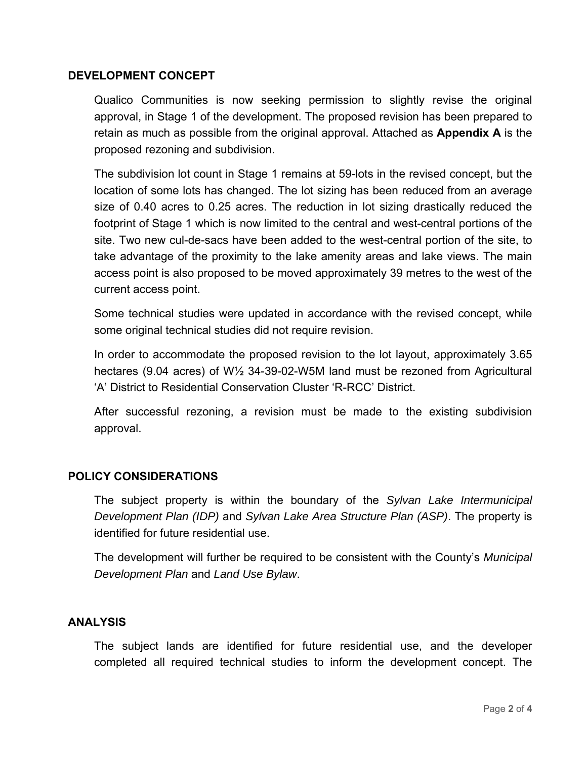## DEVELOPMENT CONCEPT

Qualico Communities is now seeking permission to slightly revise the original approval, in Stage 1 of the development. The proposed revision has been prepared to retain as much as possible from the original approval. Attached as **Appendix A** is the proposed rezoning and subdivision.

The subdivision lot count in Stage 1 remains at 59-lots in the revised concept, but the location of some lots has changed. The lot sizing has been reduced from an average size of 0.40 acres to 0.25 acres. The reduction in lot sizing drastically reduced the footprint of Stage 1 which is now limited to the central and west-central portions of the site. Two new cul-de-sacs have been added to the west-central portion of the site, to take advantage of the proximity to the lake amenity areas and lake views. The main access point is also proposed to be moved approximately 39 metres to the west of the current access point.

Some technical studies were updated in accordance with the revised concept, while some original technical studies did not require revision.

In order to accommodate the proposed revision to the lot layout, approximately 3.65 hectares (9.04 acres) of W½ 34-39-02-W5M land must be rezoned from Agricultural 'A' District to Residential Conservation Cluster 'R-RCC' District.

After successful rezoning, a revision must be made to the existing subdivision approval.

## POLICY CONSIDERATIONS

The subject property is within the boundary of the *Sylvan Lake Intermunicipal Development Plan (IDP)* and *Sylvan Lake Area Structure Plan (ASP)*. The property is identified for future residential use.

The development will further be required to be consistent with the County's *Municipal Development Plan* and *Land Use Bylaw*.

## ANALYSIS

The subject lands are identified for future residential use, and the developer completed all required technical studies to inform the development concept. The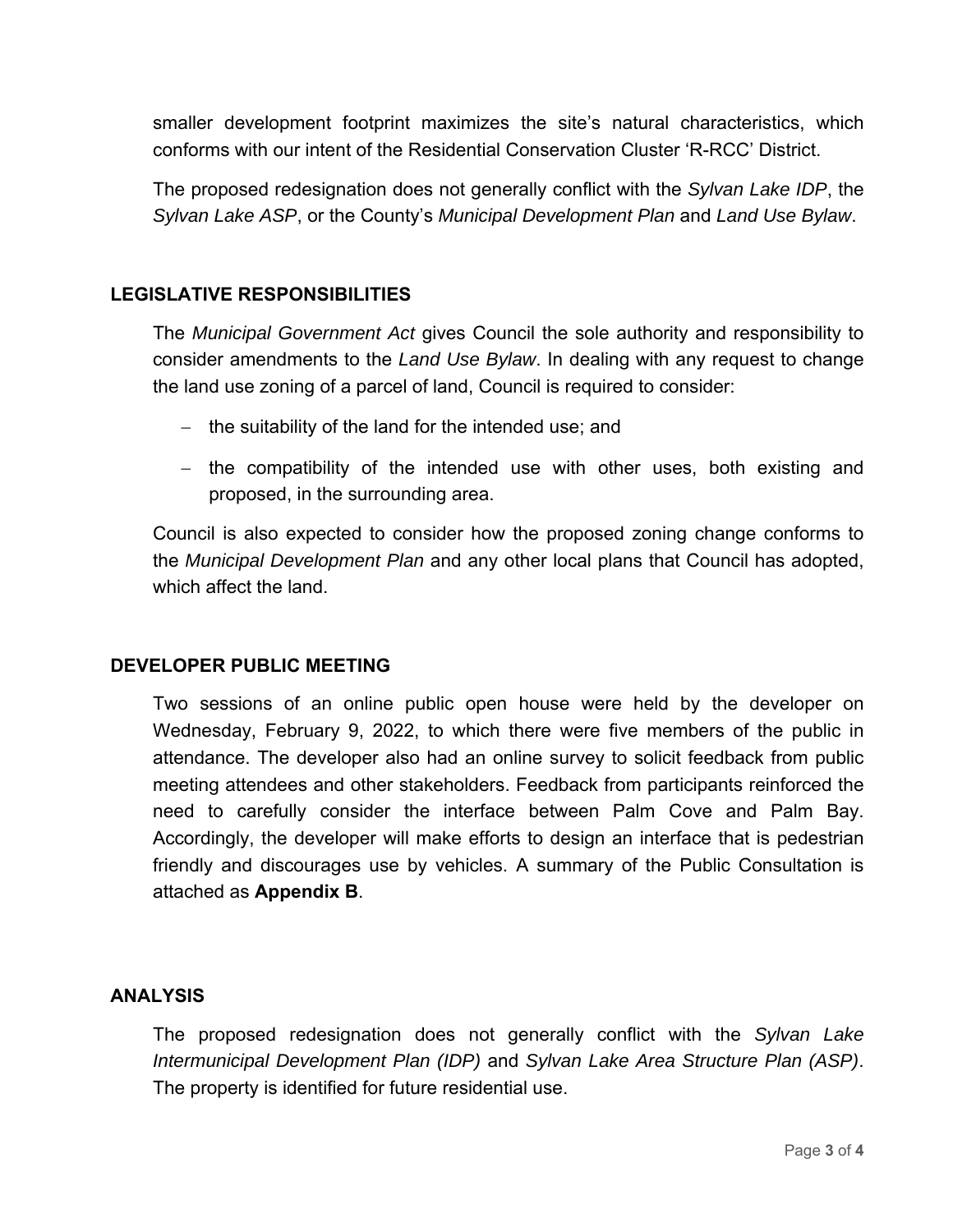smaller development footprint maximizes the site's natural characteristics, which conforms with our intent of the Residential Conservation Cluster 'R-RCC' District.

The proposed redesignation does not generally conflict with the *Sylvan Lake IDP*, the *Sylvan Lake ASP*, or the County's *Municipal Development Plan* and *Land Use Bylaw*.

## LEGISLATIVE RESPONSIBILITIES

The *Municipal Government Act* gives Council the sole authority and responsibility to consider amendments to the *Land Use Bylaw*. In dealing with any request to change the land use zoning of a parcel of land, Council is required to consider:

- the suitability of the land for the intended use; and
- the compatibility of the intended use with other uses, both existing and proposed, in the surrounding area.

Council is also expected to consider how the proposed zoning change conforms to the *Municipal Development Plan* and any other local plans that Council has adopted, which affect the land.

## DEVELOPER PUBLIC MEETING

Two sessions of an online public open house were held by the developer on Wednesday, February 9, 2022, to which there were five members of the public in attendance. The developer also had an online survey to solicit feedback from public meeting attendees and other stakeholders. Feedback from participants reinforced the need to carefully consider the interface between Palm Cove and Palm Bay. Accordingly, the developer will make efforts to design an interface that is pedestrian friendly and discourages use by vehicles. A summary of the Public Consultation is attached as **Appendix B**.

## ANALYSIS

The proposed redesignation does not generally conflict with the *Sylvan Lake Intermunicipal Development Plan (IDP)* and *Sylvan Lake Area Structure Plan (ASP)*. The property is identified for future residential use.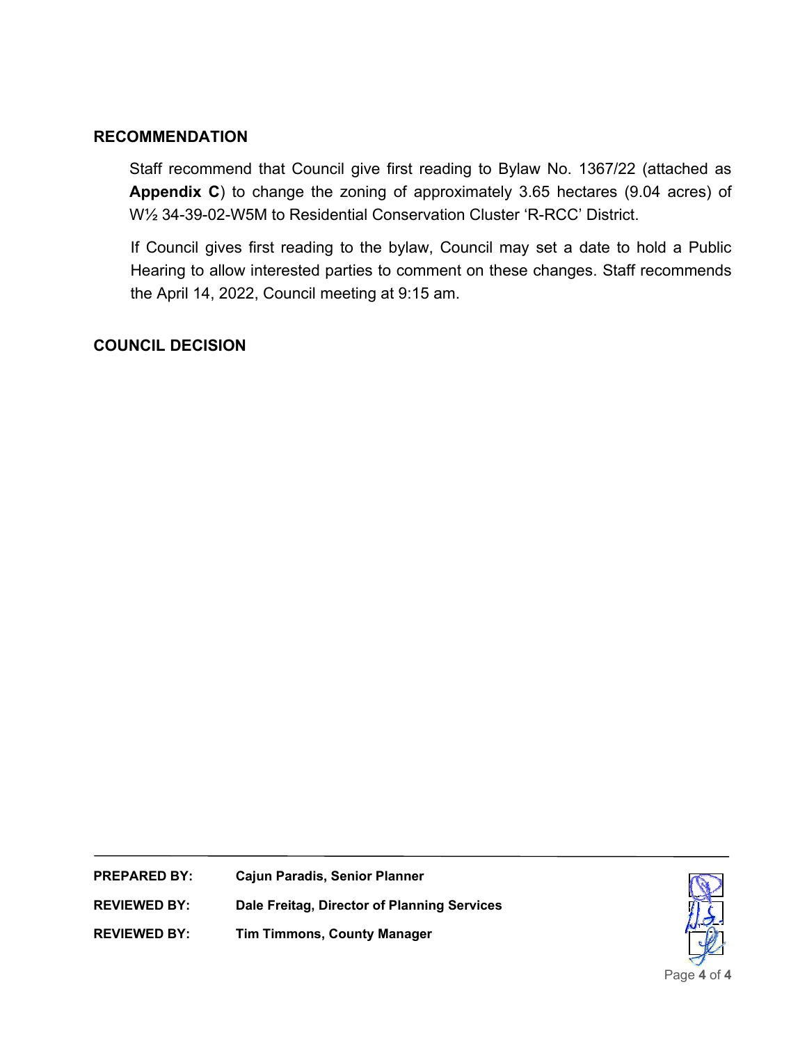## RECOMMENDATION

Staff recommend that Council give first reading to Bylaw No. 1367/22 (attached as **Appendix C**) to change the zoning of approximately 3.65 hectares (9.04 acres) of W½ 34-39-02-W5M to Residential Conservation Cluster 'R-RCC' District.

If Council gives first reading to the bylaw, Council may set a date to hold a Public Hearing to allow interested parties to comment on these changes. Staff recommends the April 14, 2022, Council meeting at 9:15 am.

## COUNCIL DECISION

---

**PREPARED BY:** **Cajun Paradis, Senior Planner**

**REVIEWED BY:** **Dale Freitag, Director of Planning Services**

**REVIEWED BY:** **Tim Timmons, County Manager**